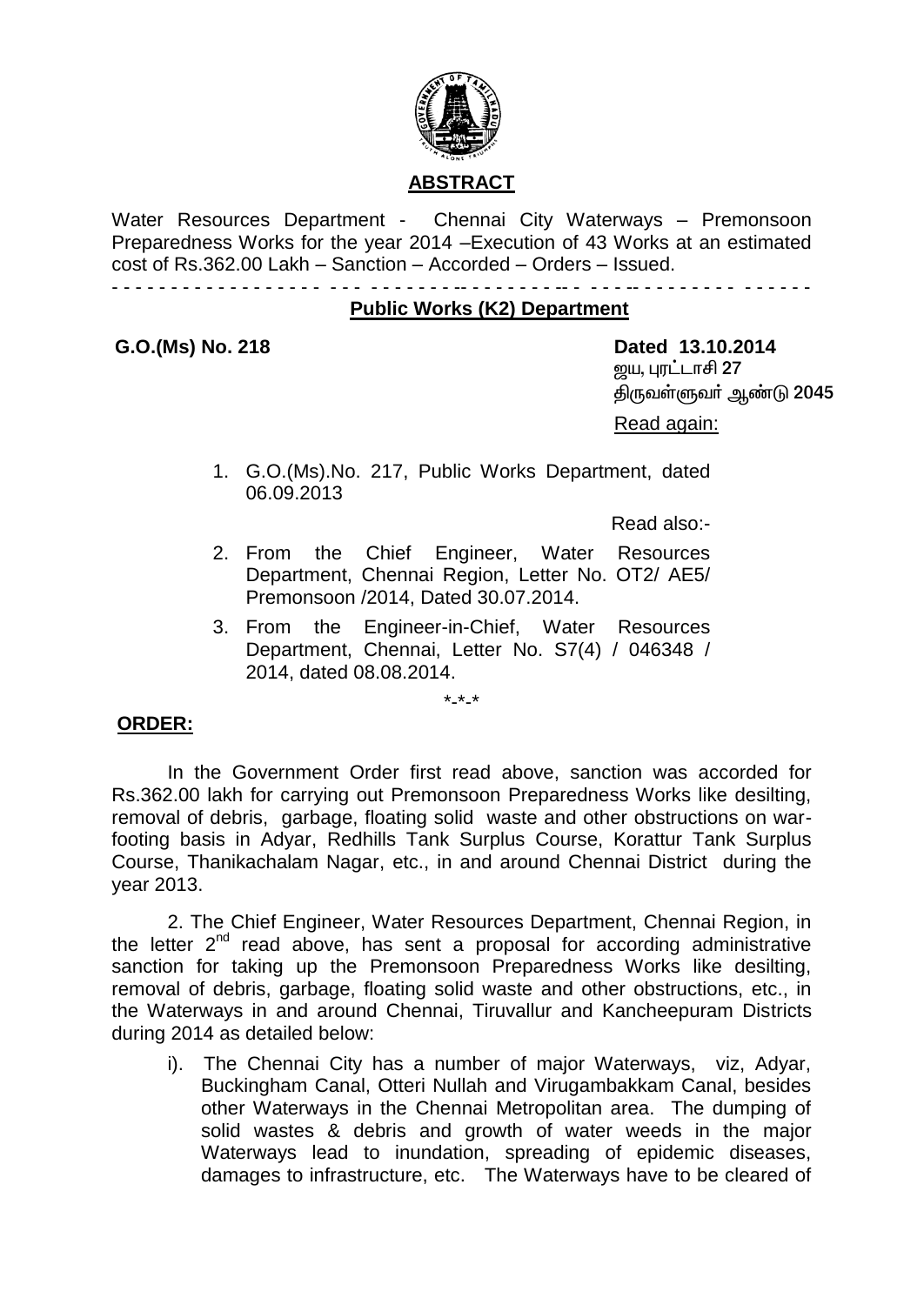## ABSTRACT

Water Resources Department - Chennai City Waterways – Premonsoon Preparedness Works for the year 2014 –Execution of 43 Works at an estimated cost of Rs.362.00 Lakh – Sanction – Accorded – Orders – Issued.

- - - - - - - - - - - - - - - - - - - - - - - - - - - - - - - - - - - - - - - - - - - - - - - - - - - - - - - - - - - - -

**Public Works (K2) Department**

**G.O.(Ms) No. 218** **Dated 13.10.2014**

ஜய, புரட்டாசி **27**
திருவள்ளுவர் ஆண்டு **2045**

Read again:

1. G.O.(Ms).No. 217, Public Works Department, dated 06.09.2013

Read also:-

2. From the Chief Engineer, Water Resources Department, Chennai Region, Letter No. OT2/ AE5/ Premonsoon /2014, Dated 30.07.2014.
3. From the Engineer-in-Chief, Water Resources Department, Chennai, Letter No. S7(4) / 046348 / 2014, dated 08.08.2014.

*-*-*

**ORDER:**

In the Government Order first read above, sanction was accorded for Rs.362.00 lakh for carrying out Premonsoon Preparedness Works like desilting, removal of debris, garbage, floating solid waste and other obstructions on war-footing basis in Adyar, Redhills Tank Surplus Course, Korattur Tank Surplus Course, Thanikachalam Nagar, etc., in and around Chennai District during the year 2013.

2. The Chief Engineer, Water Resources Department, Chennai Region, in the letter 2nd read above, has sent a proposal for according administrative sanction for taking up the Premonsoon Preparedness Works like desilting, removal of debris, garbage, floating solid waste and other obstructions, etc., in the Waterways in and around Chennai, Tiruvallur and Kancheepuram Districts during 2014 as detailed below:

i). The Chennai City has a number of major Waterways, viz, Adyar, Buckingham Canal, Otteri Nullah and Virugambakkam Canal, besides other Waterways in the Chennai Metropolitan area. The dumping of solid wastes & debris and growth of water weeds in the major Waterways lead to inundation, spreading of epidemic diseases, damages to infrastructure, etc. The Waterways have to be cleared of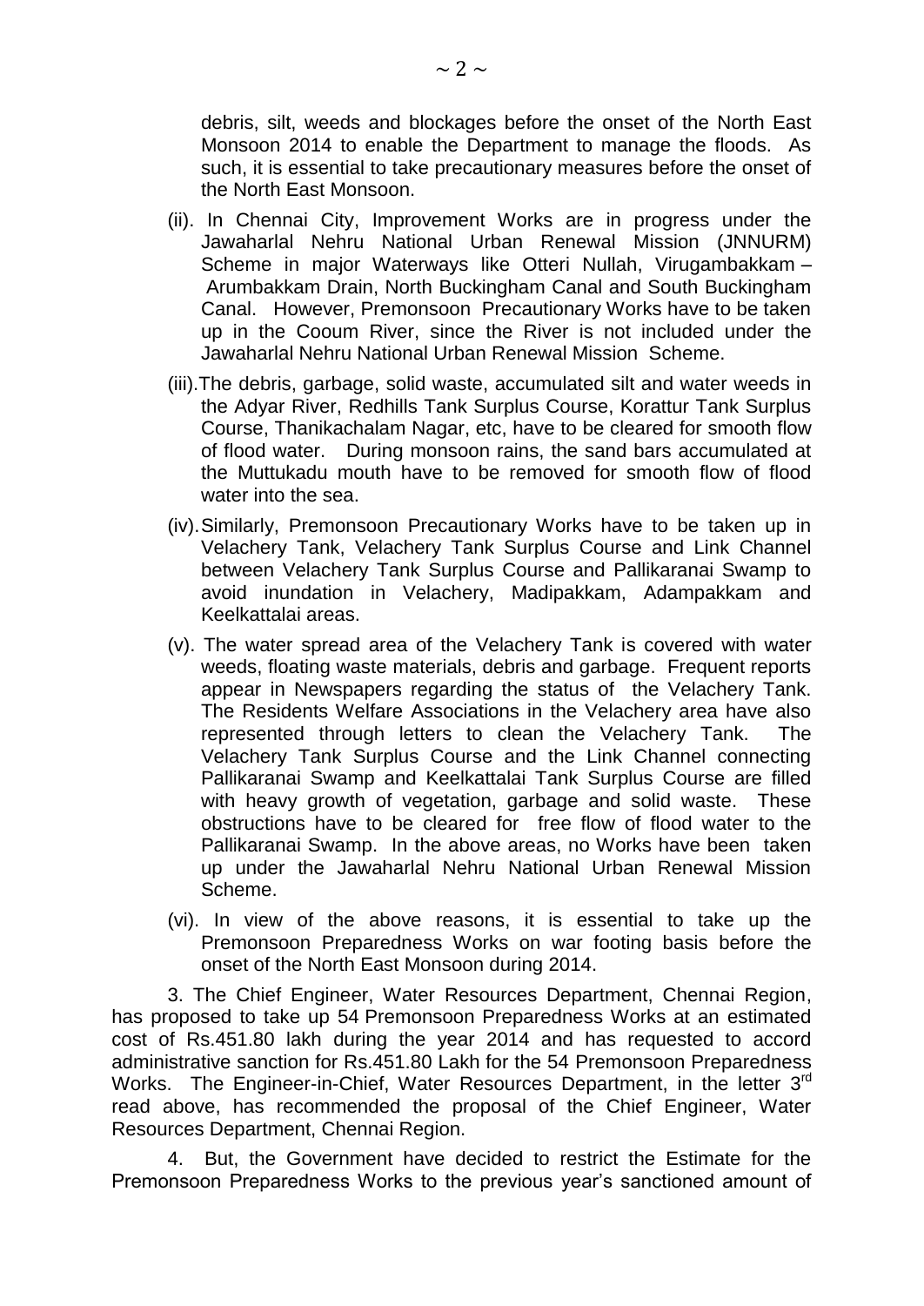debris, silt, weeds and blockages before the onset of the North East Monsoon 2014 to enable the Department to manage the floods. As such, it is essential to take precautionary measures before the onset of the North East Monsoon.

(ii). In Chennai City, Improvement Works are in progress under the Jawaharlal Nehru National Urban Renewal Mission (JNNURM) Scheme in major Waterways like Otteri Nullah, Virugambakkam – Arumbakkam Drain, North Buckingham Canal and South Buckingham Canal. However, Premonsoon Precautionary Works have to be taken up in the Cooum River, since the River is not included under the Jawaharlal Nehru National Urban Renewal Mission Scheme.

(iii). The debris, garbage, solid waste, accumulated silt and water weeds in the Adyar River, Redhills Tank Surplus Course, Korattur Tank Surplus Course, Thanikachalam Nagar, etc, have to be cleared for smooth flow of flood water. During monsoon rains, the sand bars accumulated at the Muttukadu mouth have to be removed for smooth flow of flood water into the sea.

(iv). Similarly, Premonsoon Precautionary Works have to be taken up in Velachery Tank, Velachery Tank Surplus Course and Link Channel between Velachery Tank Surplus Course and Pallikaranai Swamp to avoid inundation in Velachery, Madipakkam, Adampakkam and Keelkattalai areas.

(v). The water spread area of the Velachery Tank is covered with water weeds, floating waste materials, debris and garbage. Frequent reports appear in Newspapers regarding the status of the Velachery Tank. The Residents Welfare Associations in the Velachery area have also represented through letters to clean the Velachery Tank. The Velachery Tank Surplus Course and the Link Channel connecting Pallikaranai Swamp and Keelkattalai Tank Surplus Course are filled with heavy growth of vegetation, garbage and solid waste. These obstructions have to be cleared for free flow of flood water to the Pallikaranai Swamp. In the above areas, no Works have been taken up under the Jawaharlal Nehru National Urban Renewal Mission Scheme.

(vi). In view of the above reasons, it is essential to take up the Premonsoon Preparedness Works on war footing basis before the onset of the North East Monsoon during 2014.

3. The Chief Engineer, Water Resources Department, Chennai Region, has proposed to take up 54 Premonsoon Preparedness Works at an estimated cost of Rs.451.80 lakh during the year 2014 and has requested to accord administrative sanction for Rs.451.80 Lakh for the 54 Premonsoon Preparedness Works. The Engineer-in-Chief, Water Resources Department, in the letter 3rd read above, has recommended the proposal of the Chief Engineer, Water Resources Department, Chennai Region.

4. But, the Government have decided to restrict the Estimate for the Premonsoon Preparedness Works to the previous year's sanctioned amount of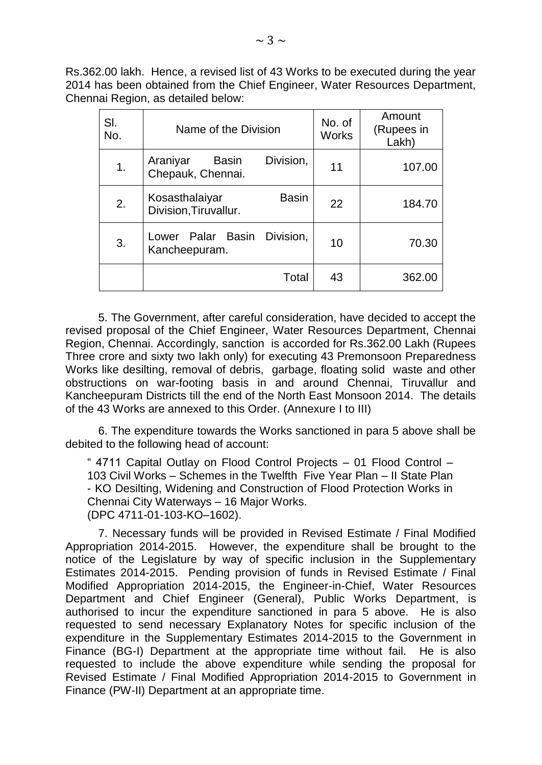Rs.362.00 lakh. Hence, a revised list of 43 Works to be executed during the year 2014 has been obtained from the Chief Engineer, Water Resources Department, Chennai Region, as detailed below:

| Sl. No. | Name of the Division | No. of Works | Amount (Rupees in Lakh) |
|---|---|---|---|
| 1. | Araniyar Basin Division, Chepauk, Chennai. | 11 | 107.00 |
| 2. | Kosasthalaiyar Basin Division,Tiruvallur. | 22 | 184.70 |
| 3. | Lower Palar Basin Division, Kancheepuram. | 10 | 70.30 |
| | Total | 43 | 362.00 |

5. The Government, after careful consideration, have decided to accept the revised proposal of the Chief Engineer, Water Resources Department, Chennai Region, Chennai. Accordingly, sanction is accorded for Rs.362.00 Lakh (Rupees Three crore and sixty two lakh only) for executing 43 Premonsoon Preparedness Works like desilting, removal of debris, garbage, floating solid waste and other obstructions on war-footing basis in and around Chennai, Tiruvallur and Kancheepuram Districts till the end of the North East Monsoon 2014. The details of the 43 Works are annexed to this Order. (Annexure I to III)

6. The expenditure towards the Works sanctioned in para 5 above shall be debited to the following head of account:

" 4711 Capital Outlay on Flood Control Projects – 01 Flood Control – 103 Civil Works – Schemes in the Twelfth Five Year Plan – II State Plan - KO Desilting, Widening and Construction of Flood Protection Works in Chennai City Waterways – 16 Major Works.
(DPC 4711-01-103-KO–1602).

7. Necessary funds will be provided in Revised Estimate / Final Modified Appropriation 2014-2015. However, the expenditure shall be brought to the notice of the Legislature by way of specific inclusion in the Supplementary Estimates 2014-2015. Pending provision of funds in Revised Estimate / Final Modified Appropriation 2014-2015, the Engineer-in-Chief, Water Resources Department and Chief Engineer (General), Public Works Department, is authorised to incur the expenditure sanctioned in para 5 above. He is also requested to send necessary Explanatory Notes for specific inclusion of the expenditure in the Supplementary Estimates 2014-2015 to the Government in Finance (BG-I) Department at the appropriate time without fail. He is also requested to include the above expenditure while sending the proposal for Revised Estimate / Final Modified Appropriation 2014-2015 to Government in Finance (PW-II) Department at an appropriate time.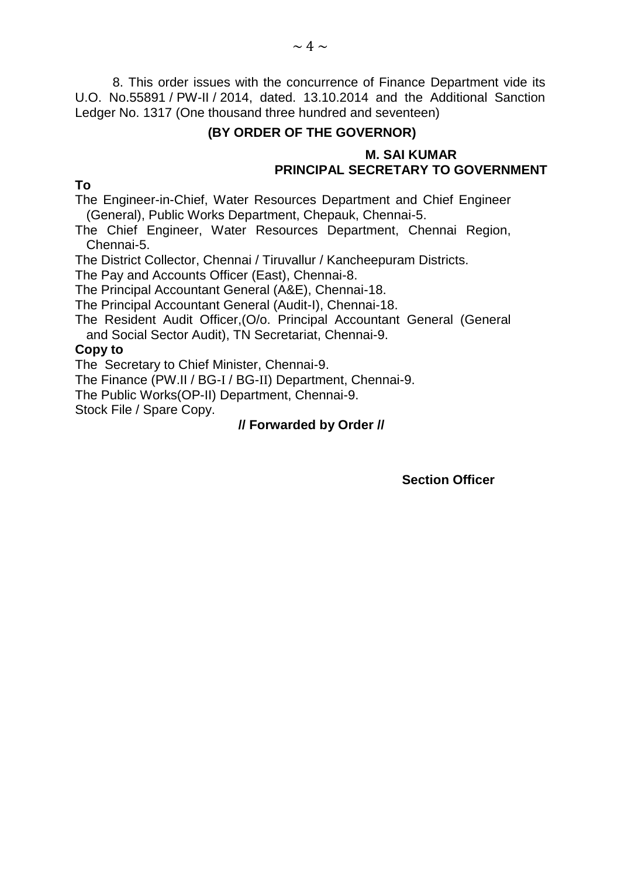8. This order issues with the concurrence of Finance Department vide its U.O. No.55891 / PW-II / 2014, dated. 13.10.2014 and the Additional Sanction Ledger No. 1317 (One thousand three hundred and seventeen)

**(BY ORDER OF THE GOVERNOR)**

**M. SAI KUMAR**
**PRINCIPAL SECRETARY TO GOVERNMENT**

**To**

The Engineer-in-Chief, Water Resources Department and Chief Engineer (General), Public Works Department, Chepauk, Chennai-5.
The Chief Engineer, Water Resources Department, Chennai Region, Chennai-5.
The District Collector, Chennai / Tiruvallur / Kancheepuram Districts.
The Pay and Accounts Officer (East), Chennai-8.
The Principal Accountant General (A&E), Chennai-18.
The Principal Accountant General (Audit-I), Chennai-18.
The Resident Audit Officer,(O/o. Principal Accountant General (General and Social Sector Audit), TN Secretariat, Chennai-9.

**Copy to**

The Secretary to Chief Minister, Chennai-9.
The Finance (PW.II / BG-I / BG-II) Department, Chennai-9.
The Public Works(OP-II) Department, Chennai-9.
Stock File / Spare Copy.

**// Forwarded by Order //**

**Section Officer**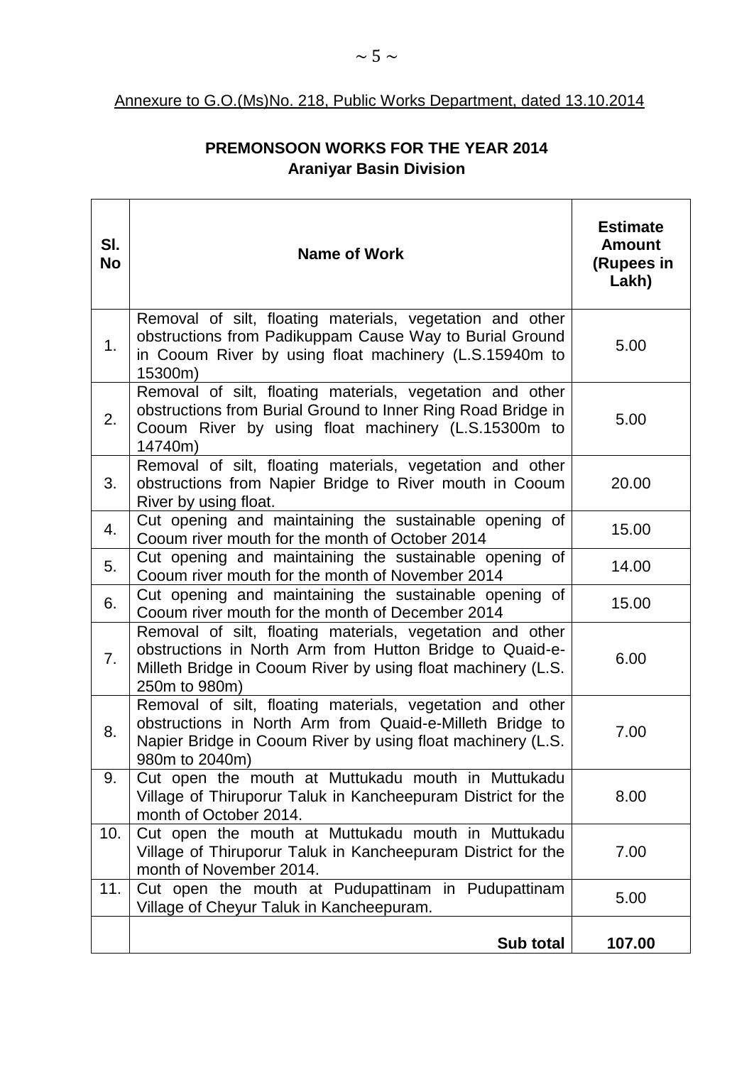Annexure to G.O.(Ms)No. 218, Public Works Department, dated 13.10.2014

## PREMONSOON WORKS FOR THE YEAR 2014
### Araniyar Basin Division

| Sl. No | Name of Work | Estimate Amount (Rupees in Lakh) |
|---|---|---|
| 1. | Removal of silt, floating materials, vegetation and other obstructions from Padikuppam Cause Way to Burial Ground in Cooum River by using float machinery (L.S.15940m to 15300m) | 5.00 |
| 2. | Removal of silt, floating materials, vegetation and other obstructions from Burial Ground to Inner Ring Road Bridge in Cooum River by using float machinery (L.S.15300m to 14740m) | 5.00 |
| 3. | Removal of silt, floating materials, vegetation and other obstructions from Napier Bridge to River mouth in Cooum River by using float. | 20.00 |
| 4. | Cut opening and maintaining the sustainable opening of Cooum river mouth for the month of October 2014 | 15.00 |
| 5. | Cut opening and maintaining the sustainable opening of Cooum river mouth for the month of November 2014 | 14.00 |
| 6. | Cut opening and maintaining the sustainable opening of Cooum river mouth for the month of December 2014 | 15.00 |
| 7. | Removal of silt, floating materials, vegetation and other obstructions in North Arm from Hutton Bridge to Quaid-e-Milleth Bridge in Cooum River by using float machinery (L.S. 250m to 980m) | 6.00 |
| 8. | Removal of silt, floating materials, vegetation and other obstructions in North Arm from Quaid-e-Milleth Bridge to Napier Bridge in Cooum River by using float machinery (L.S. 980m to 2040m) | 7.00 |
| 9. | Cut open the mouth at Muttukadu mouth in Muttukadu Village of Thiruporur Taluk in Kancheepuram District for the month of October 2014. | 8.00 |
| 10. | Cut open the mouth at Muttukadu mouth in Muttukadu Village of Thiruporur Taluk in Kancheepuram District for the month of November 2014. | 7.00 |
| 11. | Cut open the mouth at Pudupattinam in Pudupattinam Village of Cheyur Taluk in Kancheepuram. | 5.00 |
| | **Sub total** | **107.00** |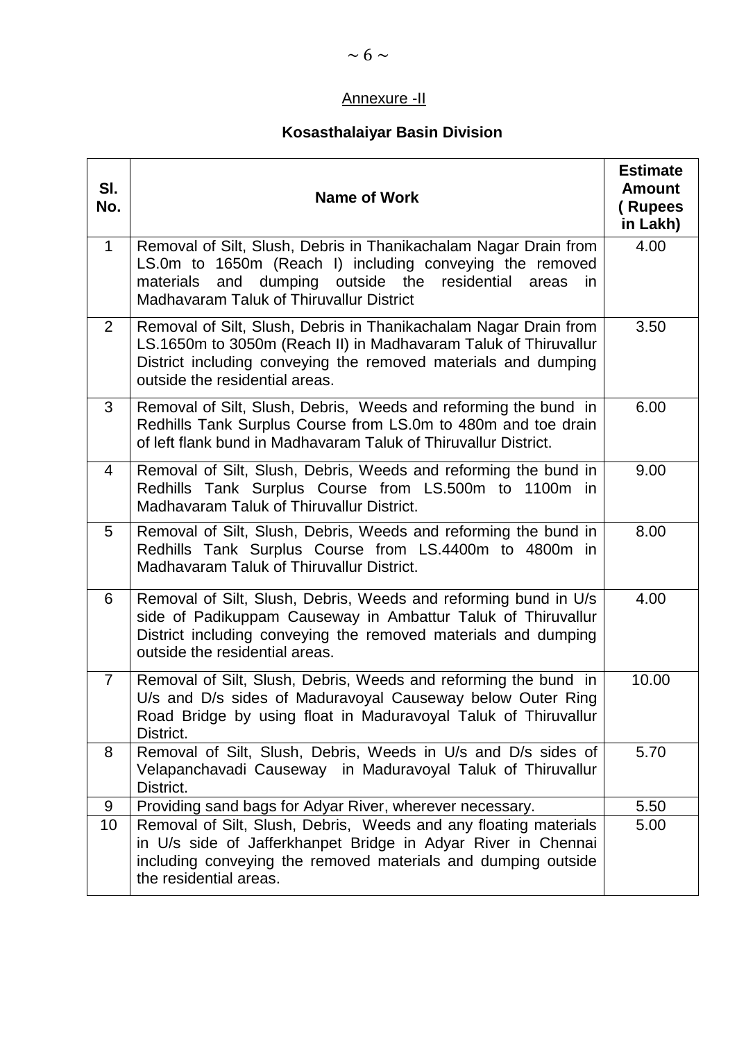## Annexure -II

### Kosasthalaiyar Basin Division

| Sl. No. | Name of Work | Estimate Amount ( Rupees in Lakh) |
|---|---|---|
| 1 | Removal of Silt, Slush, Debris in Thanikachalam Nagar Drain from LS.0m to 1650m (Reach I) including conveying the removed materials and dumping outside the residential areas in Madhavaram Taluk of Thiruvallur District | 4.00 |
| 2 | Removal of Silt, Slush, Debris in Thanikachalam Nagar Drain from LS.1650m to 3050m (Reach II) in Madhavaram Taluk of Thiruvallur District including conveying the removed materials and dumping outside the residential areas. | 3.50 |
| 3 | Removal of Silt, Slush, Debris, Weeds and reforming the bund in Redhills Tank Surplus Course from LS.0m to 480m and toe drain of left flank bund in Madhavaram Taluk of Thiruvallur District. | 6.00 |
| 4 | Removal of Silt, Slush, Debris, Weeds and reforming the bund in Redhills Tank Surplus Course from LS.500m to 1100m in Madhavaram Taluk of Thiruvallur District. | 9.00 |
| 5 | Removal of Silt, Slush, Debris, Weeds and reforming the bund in Redhills Tank Surplus Course from LS.4400m to 4800m in Madhavaram Taluk of Thiruvallur District. | 8.00 |
| 6 | Removal of Silt, Slush, Debris, Weeds and reforming bund in U/s side of Padikuppam Causeway in Ambattur Taluk of Thiruvallur District including conveying the removed materials and dumping outside the residential areas. | 4.00 |
| 7 | Removal of Silt, Slush, Debris, Weeds and reforming the bund in U/s and D/s sides of Maduravoyal Causeway below Outer Ring Road Bridge by using float in Maduravoyal Taluk of Thiruvallur District. | 10.00 |
| 8 | Removal of Silt, Slush, Debris, Weeds in U/s and D/s sides of Velapanchavadi Causeway in Maduravoyal Taluk of Thiruvallur District. | 5.70 |
| 9 | Providing sand bags for Adyar River, wherever necessary. | 5.50 |
| 10 | Removal of Silt, Slush, Debris, Weeds and any floating materials in U/s side of Jafferkhanpet Bridge in Adyar River in Chennai including conveying the removed materials and dumping outside the residential areas. | 5.00 |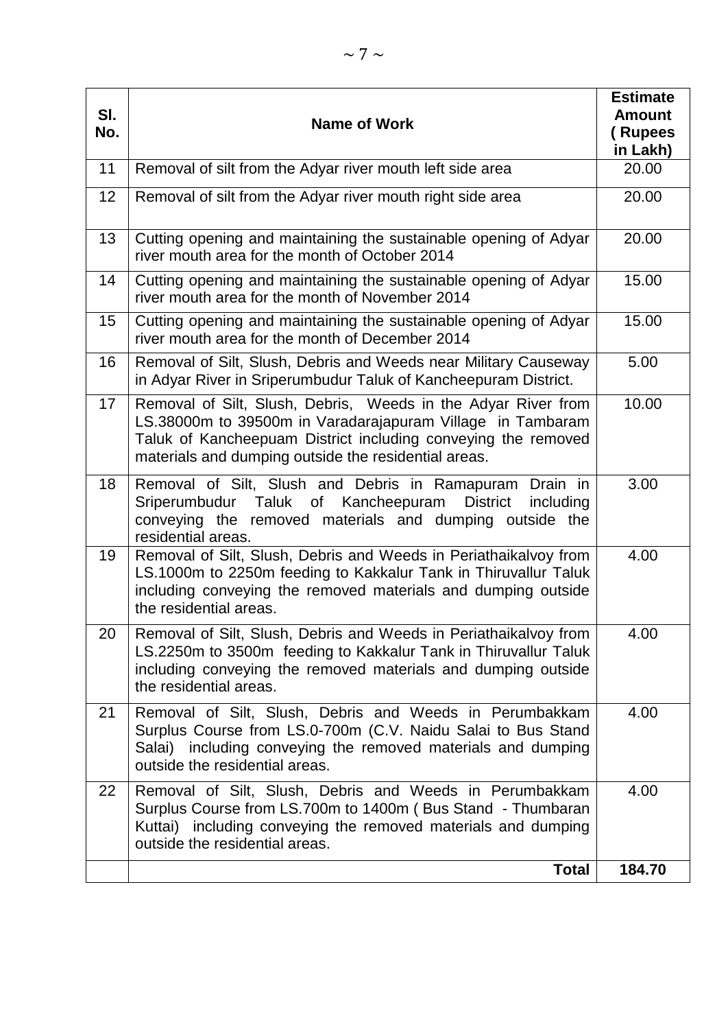| Sl. No. | Name of Work | Estimate Amount ( Rupees in Lakh) |
|---|---|---|
| 11 | Removal of silt from the Adyar river mouth left side area | 20.00 |
| 12 | Removal of silt from the Adyar river mouth right side area | 20.00 |
| 13 | Cutting opening and maintaining the sustainable opening of Adyar river mouth area for the month of October 2014 | 20.00 |
| 14 | Cutting opening and maintaining the sustainable opening of Adyar river mouth area for the month of November 2014 | 15.00 |
| 15 | Cutting opening and maintaining the sustainable opening of Adyar river mouth area for the month of December 2014 | 15.00 |
| 16 | Removal of Silt, Slush, Debris and Weeds near Military Causeway in Adyar River in Sriperumbudur Taluk of Kancheepuram District. | 5.00 |
| 17 | Removal of Silt, Slush, Debris, Weeds in the Adyar River from LS.38000m to 39500m in Varadarajapuram Village in Tambaram Taluk of Kancheepuam District including conveying the removed materials and dumping outside the residential areas. | 10.00 |
| 18 | Removal of Silt, Slush and Debris in Ramapuram Drain in Sriperumbudur Taluk of Kancheepuram District including conveying the removed materials and dumping outside the residential areas. | 3.00 |
| 19 | Removal of Silt, Slush, Debris and Weeds in Periathaikalvoy from LS.1000m to 2250m feeding to Kakkalur Tank in Thiruvallur Taluk including conveying the removed materials and dumping outside the residential areas. | 4.00 |
| 20 | Removal of Silt, Slush, Debris and Weeds in Periathaikalvoy from LS.2250m to 3500m feeding to Kakkalur Tank in Thiruvallur Taluk including conveying the removed materials and dumping outside the residential areas. | 4.00 |
| 21 | Removal of Silt, Slush, Debris and Weeds in Perumbakkam Surplus Course from LS.0-700m (C.V. Naidu Salai to Bus Stand Salai) including conveying the removed materials and dumping outside the residential areas. | 4.00 |
| 22 | Removal of Silt, Slush, Debris and Weeds in Perumbakkam Surplus Course from LS.700m to 1400m ( Bus Stand - Thumbaran Kuttai) including conveying the removed materials and dumping outside the residential areas. | 4.00 |
| | **Total** | **184.70** |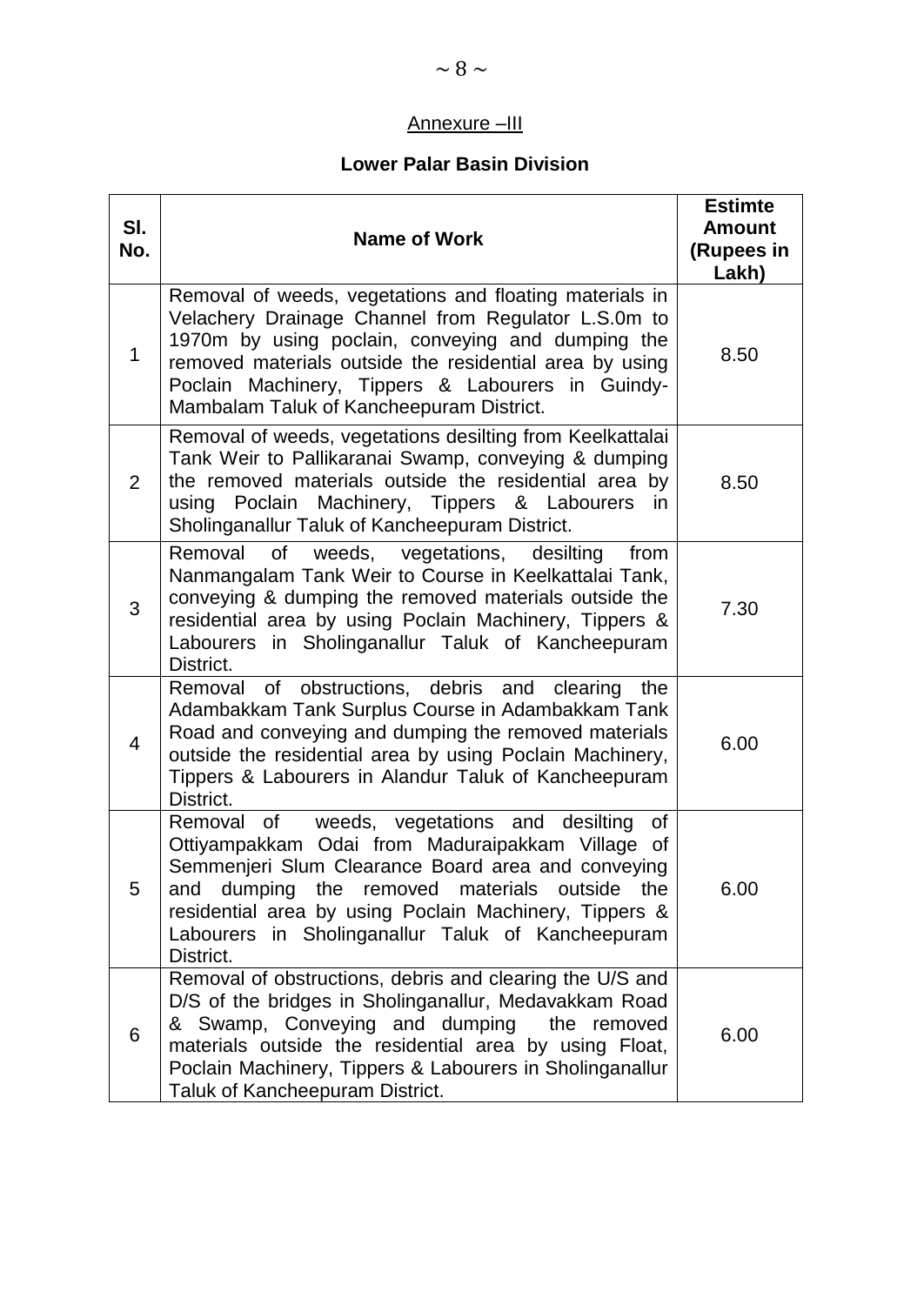## Annexure –III

### Lower Palar Basin Division

| Sl. No. | Name of Work | Estimte Amount (Rupees in Lakh) |
|---|---|---|
| 1 | Removal of weeds, vegetations and floating materials in Velachery Drainage Channel from Regulator L.S.0m to 1970m by using poclain, conveying and dumping the removed materials outside the residential area by using Poclain Machinery, Tippers & Labourers in Guindy-Mambalam Taluk of Kancheepuram District. | 8.50 |
| 2 | Removal of weeds, vegetations desilting from Keelkattalai Tank Weir to Pallikaranai Swamp, conveying & dumping the removed materials outside the residential area by using Poclain Machinery, Tippers & Labourers in Sholinganallur Taluk of Kancheepuram District. | 8.50 |
| 3 | Removal of weeds, vegetations, desilting from Nanmangalam Tank Weir to Course in Keelkattalai Tank, conveying & dumping the removed materials outside the residential area by using Poclain Machinery, Tippers & Labourers in Sholinganallur Taluk of Kancheepuram District. | 7.30 |
| 4 | Removal of obstructions, debris and clearing the Adambakkam Tank Surplus Course in Adambakkam Tank Road and conveying and dumping the removed materials outside the residential area by using Poclain Machinery, Tippers & Labourers in Alandur Taluk of Kancheepuram District. | 6.00 |
| 5 | Removal of weeds, vegetations and desilting of Ottiyampakkam Odai from Maduraipakkam Village of Semmenjeri Slum Clearance Board area and conveying and dumping the removed materials outside the residential area by using Poclain Machinery, Tippers & Labourers in Sholinganallur Taluk of Kancheepuram District. | 6.00 |
| 6 | Removal of obstructions, debris and clearing the U/S and D/S of the bridges in Sholinganallur, Medavakkam Road & Swamp, Conveying and dumping the removed materials outside the residential area by using Float, Poclain Machinery, Tippers & Labourers in Sholinganallur Taluk of Kancheepuram District. | 6.00 |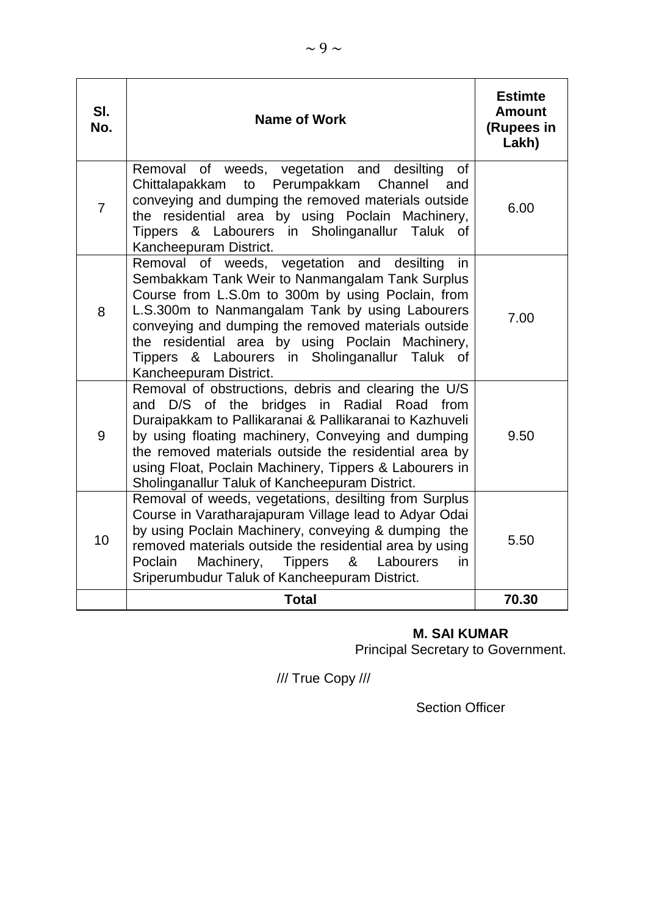| Sl. No. | Name of Work | Estimte Amount (Rupees in Lakh) |
|---|---|---|
| 7 | Removal of weeds, vegetation and desilting of Chittalapakkam to Perumpakkam Channel and conveying and dumping the removed materials outside the residential area by using Poclain Machinery, Tippers & Labourers in Sholinganallur Taluk of Kancheepuram District. | 6.00 |
| 8 | Removal of weeds, vegetation and desilting in Sembakkam Tank Weir to Nanmangalam Tank Surplus Course from L.S.0m to 300m by using Poclain, from L.S.300m to Nanmangalam Tank by using Labourers conveying and dumping the removed materials outside the residential area by using Poclain Machinery, Tippers & Labourers in Sholinganallur Taluk of Kancheepuram District. | 7.00 |
| 9 | Removal of obstructions, debris and clearing the U/S and D/S of the bridges in Radial Road from Duraipakkam to Pallikaranai & Pallikaranai to Kazhuveli by using floating machinery, Conveying and dumping the removed materials outside the residential area by using Float, Poclain Machinery, Tippers & Labourers in Sholinganallur Taluk of Kancheepuram District. | 9.50 |
| 10 | Removal of weeds, vegetations, desilting from Surplus Course in Varatharajapuram Village lead to Adyar Odai by using Poclain Machinery, conveying & dumping the removed materials outside the residential area by using Poclain Machinery, Tippers & Labourers in Sriperumbudur Taluk of Kancheepuram District. | 5.50 |
| | **Total** | **70.30** |

**M. SAI KUMAR**
Principal Secretary to Government.

/// True Copy ///

Section Officer